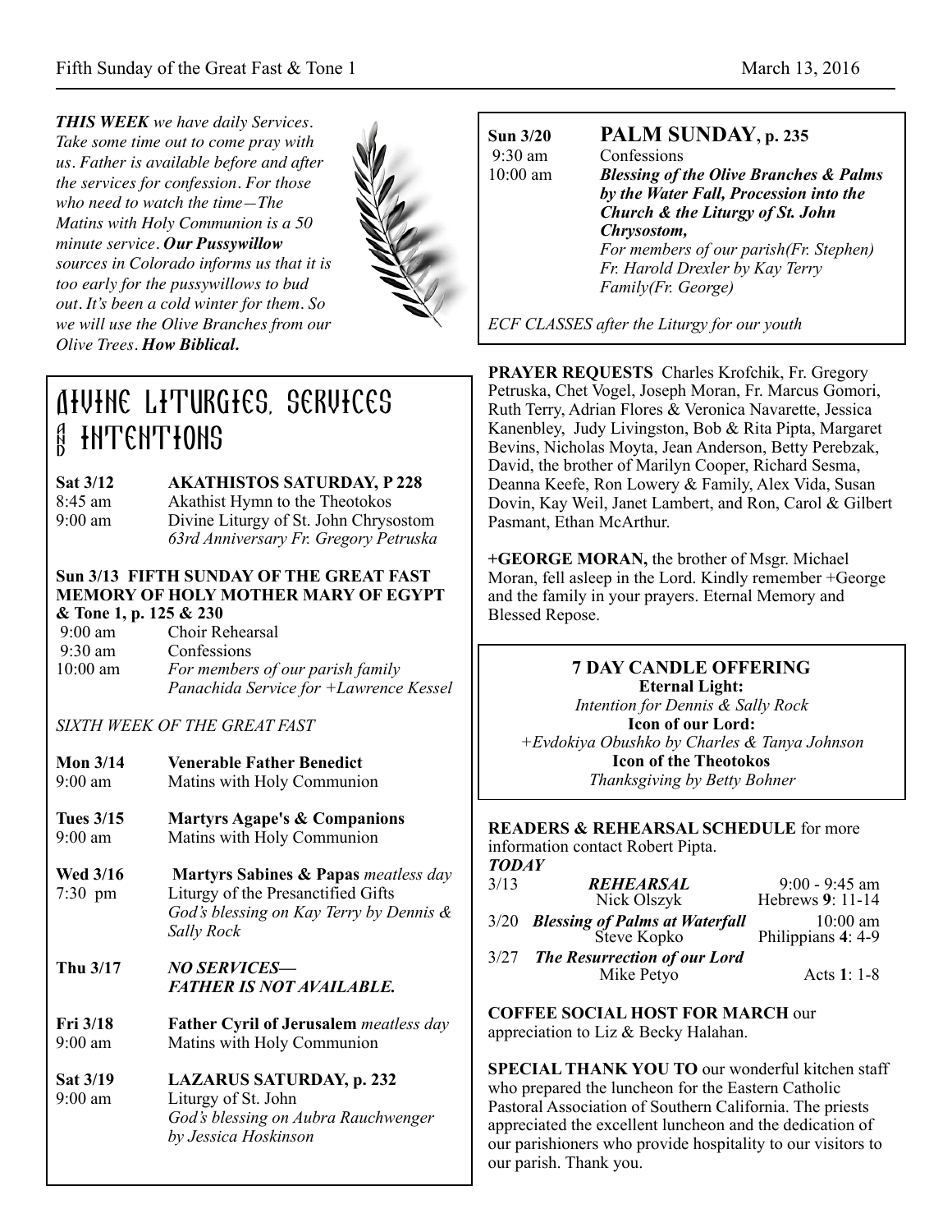***THIS WEEK*** *we have daily Services. Take some time out to come pray with us. Father is available before and after the services for confession. For those who need to watch the time—The Matins with Holy Communion is a 50 minute service.* ***Our Pussywillow*** *sources in Colorado informs us that it is too early for the pussywillows to bud out. It's been a cold winter for them. So we will use the Olive Branches from our Olive Trees.* ***How Biblical.***

# Divine Liturgies, Services and Intentions

**Sat 3/12** **AKATHISTOS SATURDAY, P 228**
8:45 am Akathist Hymn to the Theotokos
9:00 am Divine Liturgy of St. John Chrysostom
*63rd Anniversary Fr. Gregory Petruska*

**Sun 3/13 FIFTH SUNDAY OF THE GREAT FAST MEMORY OF HOLY MOTHER MARY OF EGYPT & Tone 1, p. 125 & 230**
9:00 am Choir Rehearsal
9:30 am Confessions
10:00 am *For members of our parish family*
*Panachida Service for +Lawrence Kessel*

*SIXTH WEEK OF THE GREAT FAST*

**Mon 3/14** **Venerable Father Benedict**
9:00 am Matins with Holy Communion

**Tues 3/15** **Martyrs Agape's & Companions**
9:00 am Matins with Holy Communion

**Wed 3/16** **Martyrs Sabines & Papas** *meatless day*
7:30 pm Liturgy of the Presanctified Gifts
*God's blessing on Kay Terry by Dennis & Sally Rock*

**Thu 3/17** ***NO SERVICES— FATHER IS NOT AVAILABLE.***

**Fri 3/18** **Father Cyril of Jerusalem** *meatless day*
9:00 am Matins with Holy Communion

**Sat 3/19** **LAZARUS SATURDAY, p. 232**
9:00 am Liturgy of St. John
*God's blessing on Aubra Rauchwenger by Jessica Hoskinson*

**Sun 3/20** **PALM SUNDAY, p. 235**
9:30 am Confessions
10:00 am ***Blessing of the Olive Branches & Palms by the Water Fall, Procession into the Church & the Liturgy of St. John Chrysostom,***
*For members of our parish(Fr. Stephen)*
*Fr. Harold Drexler by Kay Terry Family(Fr. George)*

*ECF CLASSES after the Liturgy for our youth*

**PRAYER REQUESTS** Charles Krofchik, Fr. Gregory Petruska, Chet Vogel, Joseph Moran, Fr. Marcus Gomori, Ruth Terry, Adrian Flores & Veronica Navarette, Jessica Kanenbley, Judy Livingston, Bob & Rita Pipta, Margaret Bevins, Nicholas Moyta, Jean Anderson, Betty Perebzak, David, the brother of Marilyn Cooper, Richard Sesma, Deanna Keefe, Ron Lowery & Family, Alex Vida, Susan Dovin, Kay Weil, Janet Lambert, and Ron, Carol & Gilbert Pasmant, Ethan McArthur.

**+GEORGE MORAN,** the brother of Msgr. Michael Moran, fell asleep in the Lord. Kindly remember +George and the family in your prayers. Eternal Memory and Blessed Repose.

**7 DAY CANDLE OFFERING**

**Eternal Light:**
*Intention for Dennis & Sally Rock*

**Icon of our Lord:**
*+Evdokiya Obushko by Charles & Tanya Johnson*

**Icon of the Theotokos**
*Thanksgiving by Betty Bohner*

**READERS & REHEARSAL SCHEDULE** for more information contact Robert Pipta.

| ***TODAY*** | | |
|---|---|---|
| 3/13 | ***REHEARSAL*** Nick Olszyk | 9:00 - 9:45 am Hebrews **9**: 11-14 |
| 3/20 | ***Blessing of Palms at Waterfall*** Steve Kopko | 10:00 am Philippians **4**: 4-9 |
| 3/27 | ***The Resurrection of our Lord*** Mike Petyo | Acts **1**: 1-8 |

**COFFEE SOCIAL HOST FOR MARCH** our appreciation to Liz & Becky Halahan.

**SPECIAL THANK YOU TO** our wonderful kitchen staff who prepared the luncheon for the Eastern Catholic Pastoral Association of Southern California. The priests appreciated the excellent luncheon and the dedication of our parishioners who provide hospitality to our visitors to our parish. Thank you.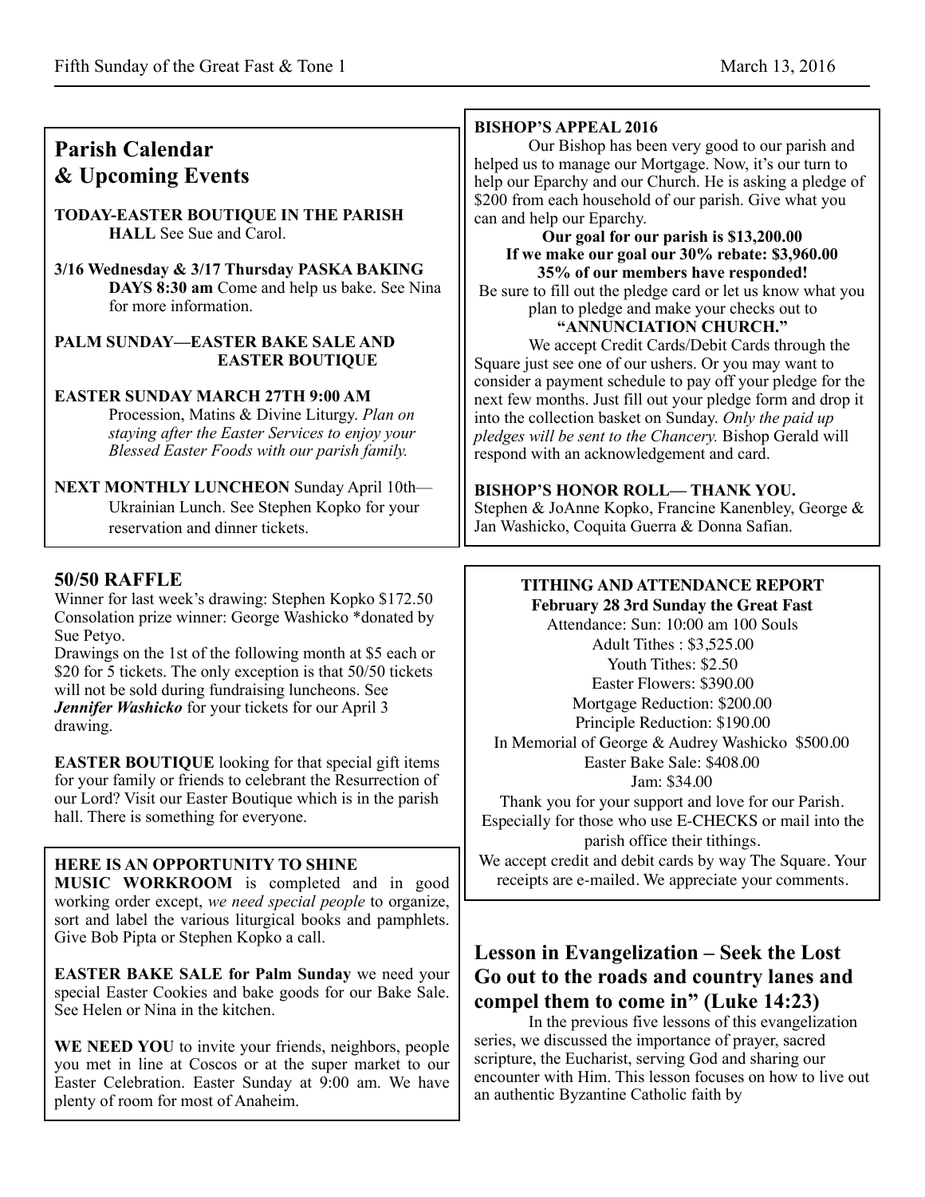## Parish Calendar & Upcoming Events

**TODAY-EASTER BOUTIQUE IN THE PARISH HALL** See Sue and Carol.

**3/16 Wednesday & 3/17 Thursday PASKA BAKING DAYS 8:30 am** Come and help us bake. See Nina for more information.

**PALM SUNDAY—EASTER BAKE SALE AND EASTER BOUTIQUE**

**EASTER SUNDAY MARCH 27TH 9:00 AM**
Procession, Matins & Divine Liturgy. *Plan on staying after the Easter Services to enjoy your Blessed Easter Foods with our parish family.*

**NEXT MONTHLY LUNCHEON** Sunday April 10th—Ukrainian Lunch. See Stephen Kopko for your reservation and dinner tickets.

## 50/50 RAFFLE

Winner for last week's drawing: Stephen Kopko $172.50
Consolation prize winner: George Washicko *donated by Sue Petyo.

Drawings on the 1st of the following month at $5 each or $20 for 5 tickets. The only exception is that 50/50 tickets will not be sold during fundraising luncheons. See ***Jennifer Washicko*** for your tickets for our April 3 drawing.

**EASTER BOUTIQUE** looking for that special gift items for your family or friends to celebrant the Resurrection of our Lord? Visit our Easter Boutique which is in the parish hall. There is something for everyone.

**HERE IS AN OPPORTUNITY TO SHINE**
**MUSIC WORKROOM** is completed and in good working order except, *we need special people* to organize, sort and label the various liturgical books and pamphlets. Give Bob Pipta or Stephen Kopko a call.

**EASTER BAKE SALE for Palm Sunday** we need your special Easter Cookies and bake goods for our Bake Sale. See Helen or Nina in the kitchen.

**WE NEED YOU** to invite your friends, neighbors, people you met in line at Coscos or at the super market to our Easter Celebration. Easter Sunday at 9:00 am. We have plenty of room for most of Anaheim.

**BISHOP'S APPEAL 2016**

Our Bishop has been very good to our parish and helped us to manage our Mortgage. Now, it's our turn to help our Eparchy and our Church. He is asking a pledge of $200 from each household of our parish. Give what you can and help our Eparchy.

**Our goal for our parish is $13,200.00**
**If we make our goal our 30% rebate: $3,960.00**
**35% of our members have responded!**

Be sure to fill out the pledge card or let us know what you plan to pledge and make your checks out to
**"ANNUNCIATION CHURCH."**

We accept Credit Cards/Debit Cards through the Square just see one of our ushers. Or you may want to consider a payment schedule to pay off your pledge for the next few months. Just fill out your pledge form and drop it into the collection basket on Sunday. *Only the paid up pledges will be sent to the Chancery.* Bishop Gerald will respond with an acknowledgement and card.

**BISHOP'S HONOR ROLL— THANK YOU.**
Stephen & JoAnne Kopko, Francine Kanenbley, George & Jan Washicko, Coquita Guerra & Donna Safian.

**TITHING AND ATTENDANCE REPORT**
**February 28 3rd Sunday the Great Fast**

Attendance: Sun: 10:00 am 100 Souls
Adult Tithes : $3,525.00
Youth Tithes: $2.50
Easter Flowers: $390.00
Mortgage Reduction: $200.00
Principle Reduction: $190.00
In Memorial of George & Audrey Washicko $500.00
Easter Bake Sale: $408.00
Jam: $34.00

Thank you for your support and love for our Parish. Especially for those who use E-CHECKS or mail into the parish office their tithings.
We accept credit and debit cards by way The Square. Your receipts are e-mailed. We appreciate your comments.

## Lesson in Evangelization – Seek the Lost Go out to the roads and country lanes and compel them to come in" (Luke 14:23)

In the previous five lessons of this evangelization series, we discussed the importance of prayer, sacred scripture, the Eucharist, serving God and sharing our encounter with Him. This lesson focuses on how to live out an authentic Byzantine Catholic faith by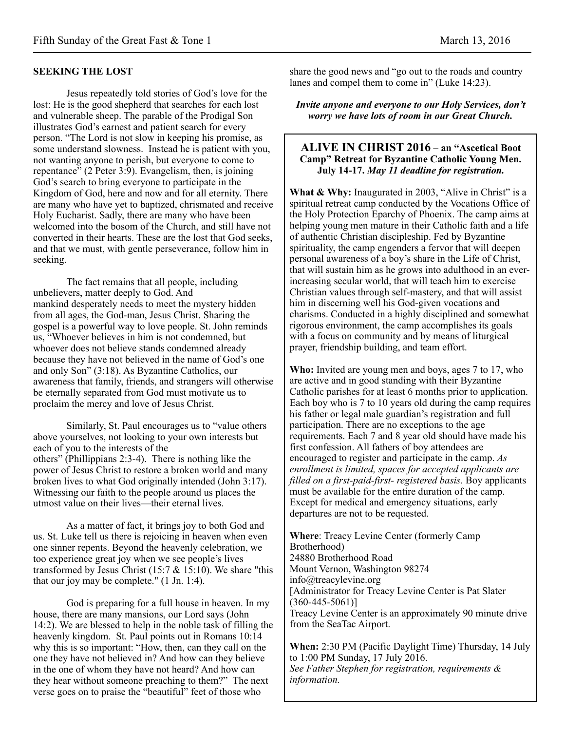## SEEKING THE LOST

Jesus repeatedly told stories of God's love for the lost: He is the good shepherd that searches for each lost and vulnerable sheep. The parable of the Prodigal Son illustrates God's earnest and patient search for every person. "The Lord is not slow in keeping his promise, as some understand slowness. Instead he is patient with you, not wanting anyone to perish, but everyone to come to repentance" (2 Peter 3:9). Evangelism, then, is joining God's search to bring everyone to participate in the Kingdom of God, here and now and for all eternity. There are many who have yet to baptized, chrismated and receive Holy Eucharist. Sadly, there are many who have been welcomed into the bosom of the Church, and still have not converted in their hearts. These are the lost that God seeks, and that we must, with gentle perseverance, follow him in seeking.

The fact remains that all people, including unbelievers, matter deeply to God. And mankind desperately needs to meet the mystery hidden from all ages, the God-man, Jesus Christ. Sharing the gospel is a powerful way to love people. St. John reminds us, "Whoever believes in him is not condemned, but whoever does not believe stands condemned already because they have not believed in the name of God's one and only Son" (3:18). As Byzantine Catholics, our awareness that family, friends, and strangers will otherwise be eternally separated from God must motivate us to proclaim the mercy and love of Jesus Christ.

Similarly, St. Paul encourages us to "value others above yourselves, not looking to your own interests but each of you to the interests of the others" (Phillippians 2:3-4). There is nothing like the power of Jesus Christ to restore a broken world and many broken lives to what God originally intended (John 3:17). Witnessing our faith to the people around us places the utmost value on their lives—their eternal lives.

As a matter of fact, it brings joy to both God and us. St. Luke tell us there is rejoicing in heaven when even one sinner repents. Beyond the heavenly celebration, we too experience great joy when we see people's lives transformed by Jesus Christ (15:7 & 15:10). We share "this that our joy may be complete." (1 Jn. 1:4).

God is preparing for a full house in heaven. In my house, there are many mansions, our Lord says (John 14:2). We are blessed to help in the noble task of filling the heavenly kingdom. St. Paul points out in Romans 10:14 why this is so important: "How, then, can they call on the one they have not believed in? And how can they believe in the one of whom they have not heard? And how can they hear without someone preaching to them?" The next verse goes on to praise the "beautiful" feet of those who share the good news and "go out to the roads and country lanes and compel them to come in" (Luke 14:23).

***Invite anyone and everyone to our Holy Services, don't worry we have lots of room in our Great Church.***

## ALIVE IN CHRIST 2016 – an "Ascetical Boot Camp" Retreat for Byzantine Catholic Young Men. July 14-17. *May 11 deadline for registration.*

**What & Why:** Inaugurated in 2003, "Alive in Christ" is a spiritual retreat camp conducted by the Vocations Office of the Holy Protection Eparchy of Phoenix. The camp aims at helping young men mature in their Catholic faith and a life of authentic Christian discipleship. Fed by Byzantine spirituality, the camp engenders a fervor that will deepen personal awareness of a boy's share in the Life of Christ, that will sustain him as he grows into adulthood in an ever-increasing secular world, that will teach him to exercise Christian values through self-mastery, and that will assist him in discerning well his God-given vocations and charisms. Conducted in a highly disciplined and somewhat rigorous environment, the camp accomplishes its goals with a focus on community and by means of liturgical prayer, friendship building, and team effort.

**Who:** Invited are young men and boys, ages 7 to 17, who are active and in good standing with their Byzantine Catholic parishes for at least 6 months prior to application. Each boy who is 7 to 10 years old during the camp requires his father or legal male guardian's registration and full participation. There are no exceptions to the age requirements. Each 7 and 8 year old should have made his first confession. All fathers of boy attendees are encouraged to register and participate in the camp. *As enrollment is limited, spaces for accepted applicants are filled on a first-paid-first- registered basis.* Boy applicants must be available for the entire duration of the camp. Except for medical and emergency situations, early departures are not to be requested.

**Where**: Treacy Levine Center (formerly Camp Brotherhood)
24880 Brotherhood Road
Mount Vernon, Washington 98274
info@treacylevine.org
[Administrator for Treacy Levine Center is Pat Slater (360-445-5061)]
Treacy Levine Center is an approximately 90 minute drive from the SeaTac Airport.

**When:** 2:30 PM (Pacific Daylight Time) Thursday, 14 July to 1:00 PM Sunday, 17 July 2016.
*See Father Stephen for registration, requirements & information.*